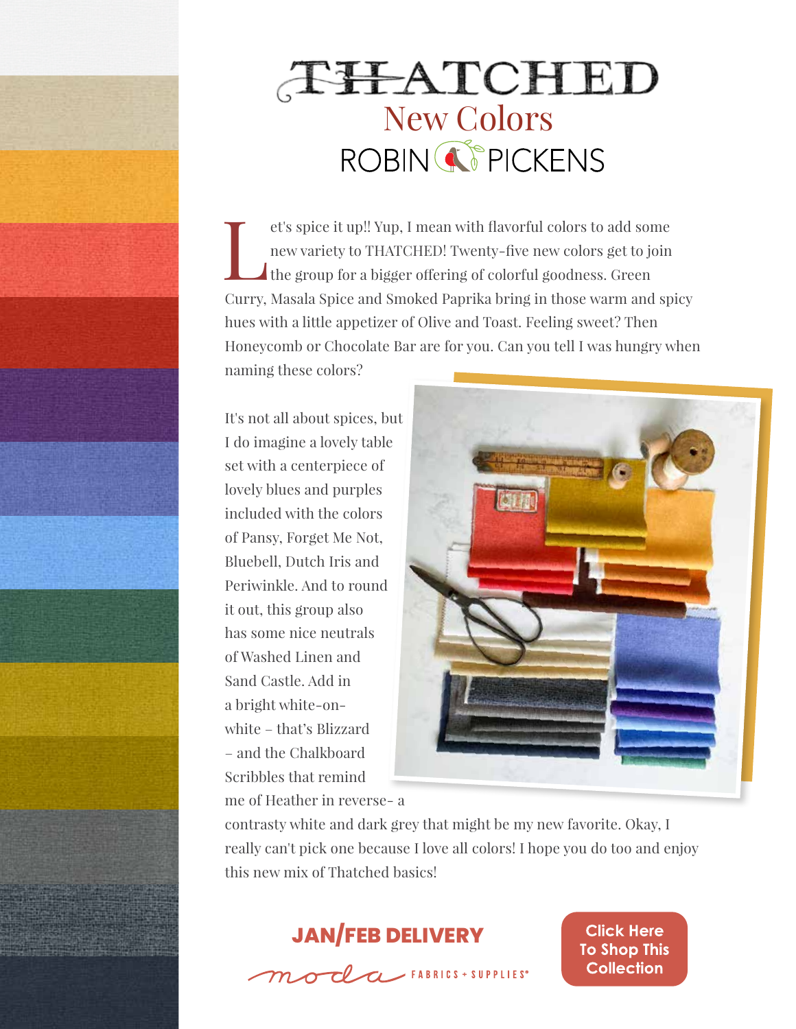# THATCHED

## New Colors

ROBIN PICKENS

Let's spice it up!! Yup, I mean with flavorful colors to add some new variety to THATCHED! Twenty-five new colors get to join the group for a bigger offering of colorful goodness. Green Curry, Masala Spice and Smoked Paprika bring in those warm and spicy hues with a little appetizer of Olive and Toast. Feeling sweet? Then Honeycomb or Chocolate Bar are for you. Can you tell I was hungry when naming these colors?

It's not all about spices, but I do imagine a lovely table set with a centerpiece of lovely blues and purples included with the colors of Pansy, Forget Me Not, Bluebell, Dutch Iris and Periwinkle. And to round it out, this group also has some nice neutrals of Washed Linen and Sand Castle. Add in a bright white-on-white – that's Blizzard – and the Chalkboard Scribbles that remind me of Heather in reverse- a contrasty white and dark grey that might be my new favorite. Okay, I really can't pick one because I love all colors! I hope you do too and enjoy this new mix of Thatched basics!

**JAN/FEB DELIVERY**

moda FABRICS + SUPPLIES®

**Click Here To Shop This Collection**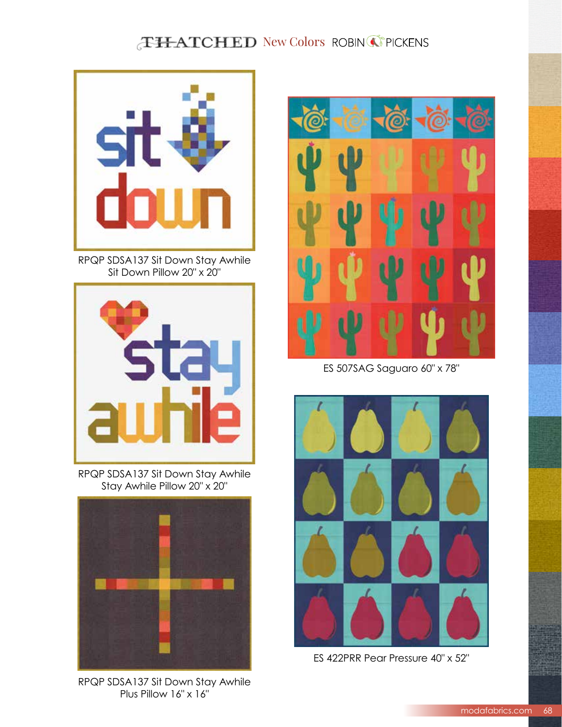THATCHED New Colors ROBIN PICKENS

RPQP SDSA137 Sit Down Stay Awhile
Sit Down Pillow 20" x 20"

RPQP SDSA137 Sit Down Stay Awhile
Stay Awhile Pillow 20" x 20"

RPQP SDSA137 Sit Down Stay Awhile
Plus Pillow 16" x 16"

ES 507SAG Saguaro 60" x 78"

ES 422PRR Pear Pressure 40" x 52"

modafabrics.com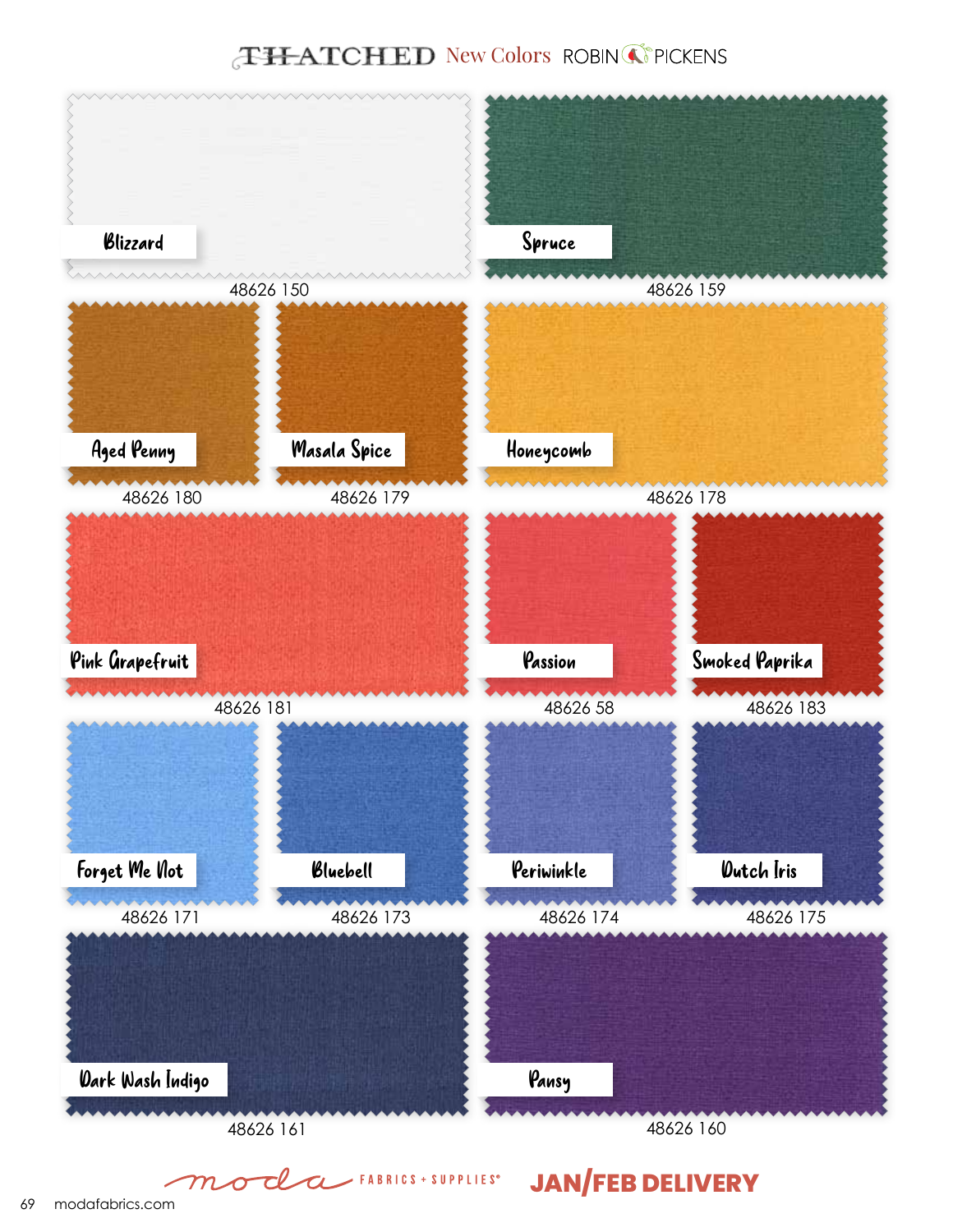# THATCHED New Colors ROBIN PICKENS

Blizzard
48626 150

Spruce
48626 159

Aged Penny
48626 180

Masala Spice
48626 179

Honeycomb
48626 178

Pink Grapefruit
48626 181

Passion
48626 58

Smoked Paprika
48626 183

Forget Me Not
48626 171

Bluebell
48626 173

Periwinkle
48626 174

Dutch Iris
48626 175

Dark Wash Indigo
48626 161

Pansy
48626 160

moda FABRICS + SUPPLIES®

JAN/FEB DELIVERY

modafabrics.com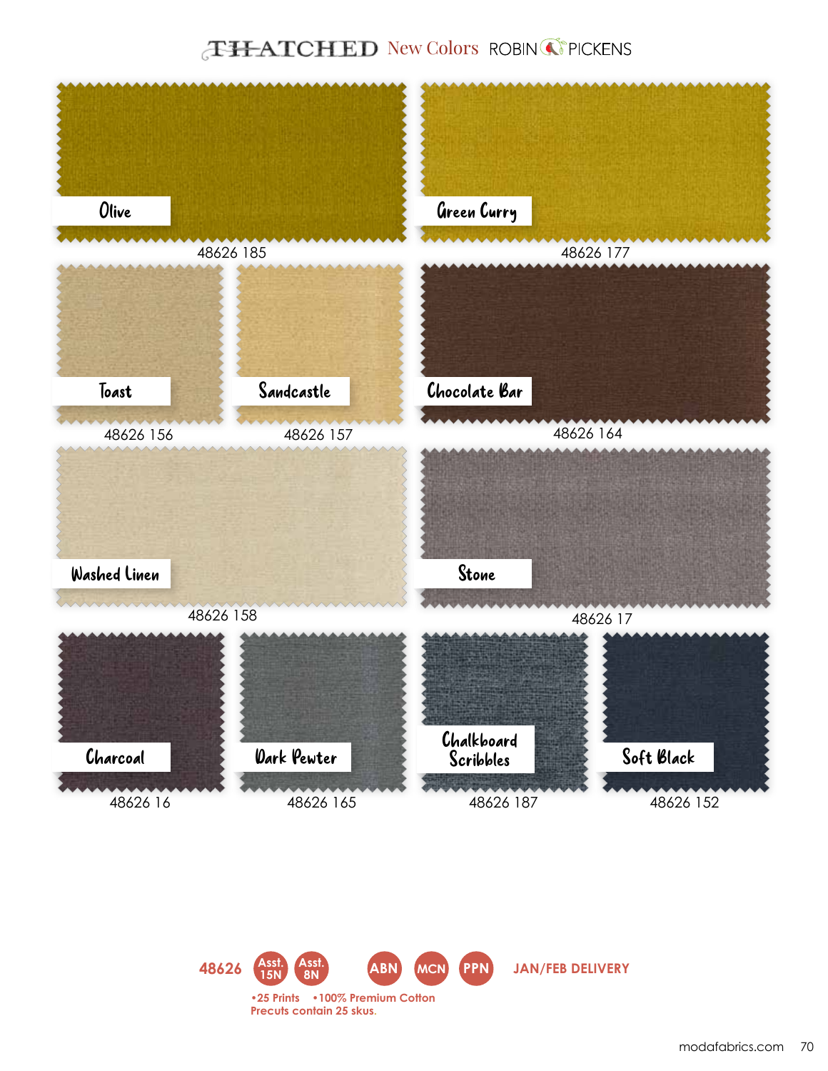# THATCHED New Colors ROBIN PICKENS

Olive
48626 185

Green Curry
48626 177

Toast
48626 156

Sandcastle
48626 157

Chocolate Bar
48626 164

Washed Linen
48626 158

Stone
48626 17

Charcoal
48626 16

Dark Pewter
48626 165

Chalkboard Scribbles
48626 187

Soft Black
48626 152

**48626** Asst. 15N Asst. 8N ABN MCN PPN **JAN/FEB DELIVERY**

•25 Prints •100% Premium Cotton
Precuts contain 25 skus.

modafabrics.com